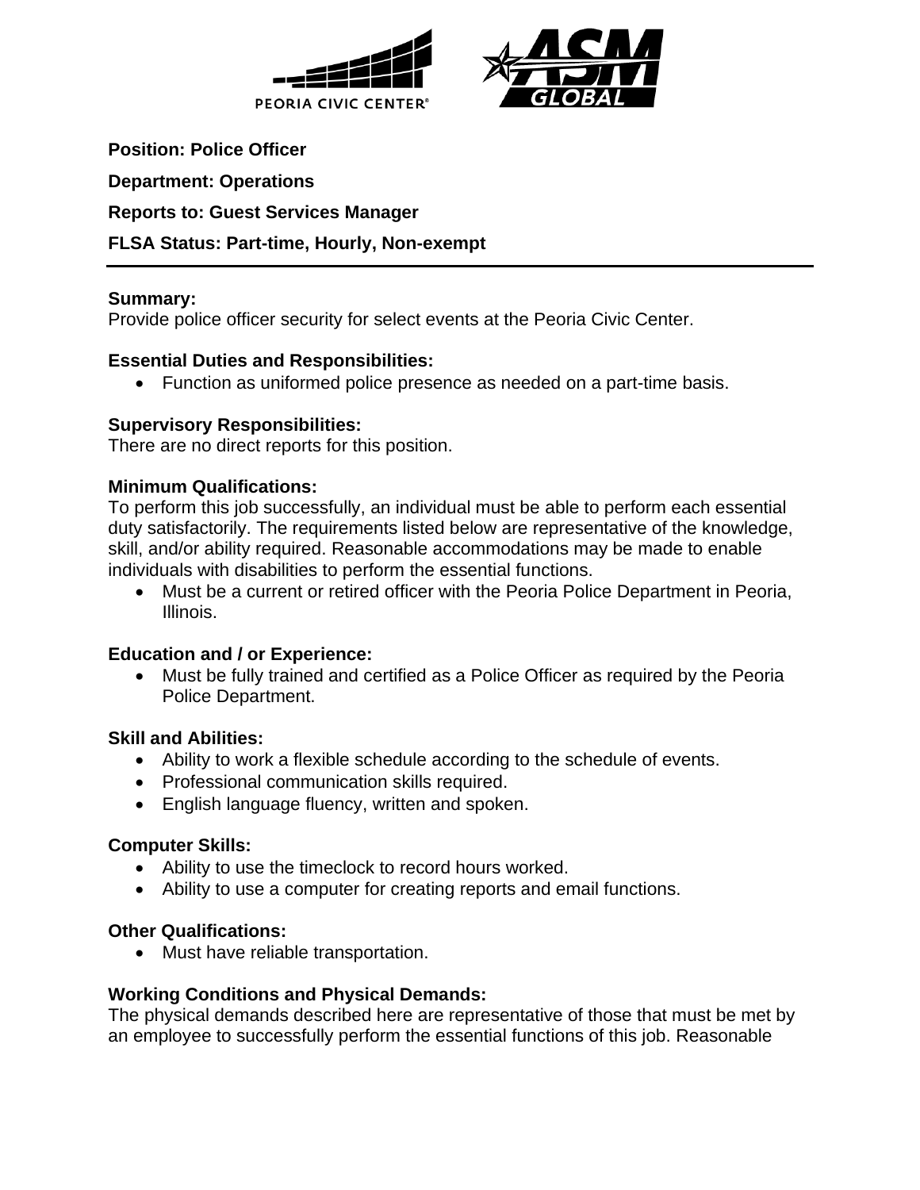**Position: Police Officer**

**Department: Operations**

**Reports to: Guest Services Manager**

**FLSA Status: Part-time, Hourly, Non-exempt**

---

**Summary:**
Provide police officer security for select events at the Peoria Civic Center.

**Essential Duties and Responsibilities:**

- Function as uniformed police presence as needed on a part-time basis.

**Supervisory Responsibilities:**
There are no direct reports for this position.

**Minimum Qualifications:**
To perform this job successfully, an individual must be able to perform each essential duty satisfactorily. The requirements listed below are representative of the knowledge, skill, and/or ability required. Reasonable accommodations may be made to enable individuals with disabilities to perform the essential functions.

- Must be a current or retired officer with the Peoria Police Department in Peoria, Illinois.

**Education and / or Experience:**

- Must be fully trained and certified as a Police Officer as required by the Peoria Police Department.

**Skill and Abilities:**

- Ability to work a flexible schedule according to the schedule of events.
- Professional communication skills required.
- English language fluency, written and spoken.

**Computer Skills:**

- Ability to use the timeclock to record hours worked.
- Ability to use a computer for creating reports and email functions.

**Other Qualifications:**

- Must have reliable transportation.

**Working Conditions and Physical Demands:**
The physical demands described here are representative of those that must be met by an employee to successfully perform the essential functions of this job. Reasonable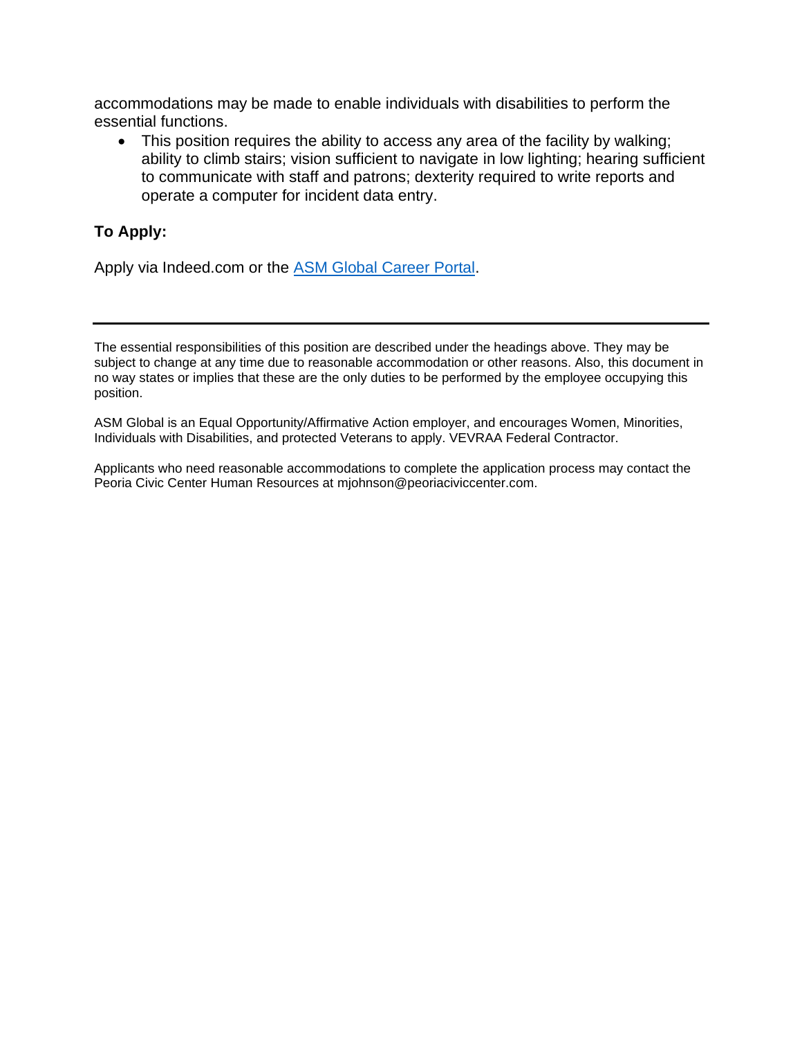accommodations may be made to enable individuals with disabilities to perform the essential functions.

- This position requires the ability to access any area of the facility by walking; ability to climb stairs; vision sufficient to navigate in low lighting; hearing sufficient to communicate with staff and patrons; dexterity required to write reports and operate a computer for incident data entry.

**To Apply:**

Apply via Indeed.com or the ASM Global Career Portal.

---

The essential responsibilities of this position are described under the headings above. They may be subject to change at any time due to reasonable accommodation or other reasons. Also, this document in no way states or implies that these are the only duties to be performed by the employee occupying this position.

ASM Global is an Equal Opportunity/Affirmative Action employer, and encourages Women, Minorities, Individuals with Disabilities, and protected Veterans to apply. VEVRAA Federal Contractor.

Applicants who need reasonable accommodations to complete the application process may contact the Peoria Civic Center Human Resources at mjohnson@peoriaciviccenter.com.